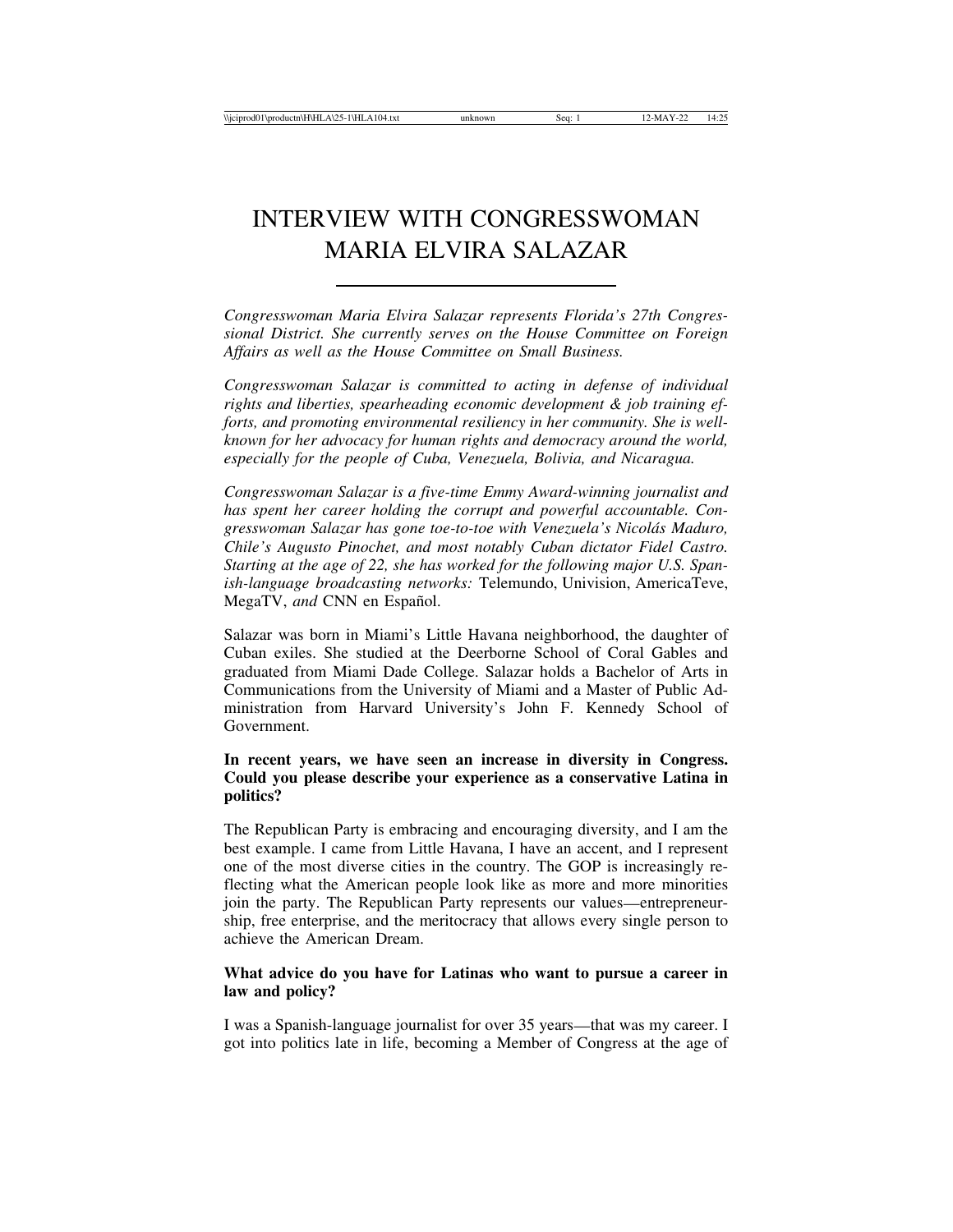# INTERVIEW WITH CONGRESSWOMAN MARIA ELVIRA SALAZAR

*Congresswoman Maria Elvira Salazar represents Florida's 27th Congressional District. She currently serves on the House Committee on Foreign Affairs as well as the House Committee on Small Business.*

*Congresswoman Salazar is committed to acting in defense of individual rights and liberties, spearheading economic development & job training efforts, and promoting environmental resiliency in her community. She is well-known for her advocacy for human rights and democracy around the world, especially for the people of Cuba, Venezuela, Bolivia, and Nicaragua.*

*Congresswoman Salazar is a five-time Emmy Award-winning journalist and has spent her career holding the corrupt and powerful accountable. Congresswoman Salazar has gone toe-to-toe with Venezuela's Nicolás Maduro, Chile's Augusto Pinochet, and most notably Cuban dictator Fidel Castro. Starting at the age of 22, she has worked for the following major U.S. Spanish-language broadcasting networks:* Telemundo, Univision, AmericaTeve, MegaTV, *and* CNN en Español.

Salazar was born in Miami's Little Havana neighborhood, the daughter of Cuban exiles. She studied at the Deerborne School of Coral Gables and graduated from Miami Dade College. Salazar holds a Bachelor of Arts in Communications from the University of Miami and a Master of Public Administration from Harvard University's John F. Kennedy School of Government.

**In recent years, we have seen an increase in diversity in Congress. Could you please describe your experience as a conservative Latina in politics?**

The Republican Party is embracing and encouraging diversity, and I am the best example. I came from Little Havana, I have an accent, and I represent one of the most diverse cities in the country. The GOP is increasingly reflecting what the American people look like as more and more minorities join the party. The Republican Party represents our values—entrepreneurship, free enterprise, and the meritocracy that allows every single person to achieve the American Dream.

**What advice do you have for Latinas who want to pursue a career in law and policy?**

I was a Spanish-language journalist for over 35 years—that was my career. I got into politics late in life, becoming a Member of Congress at the age of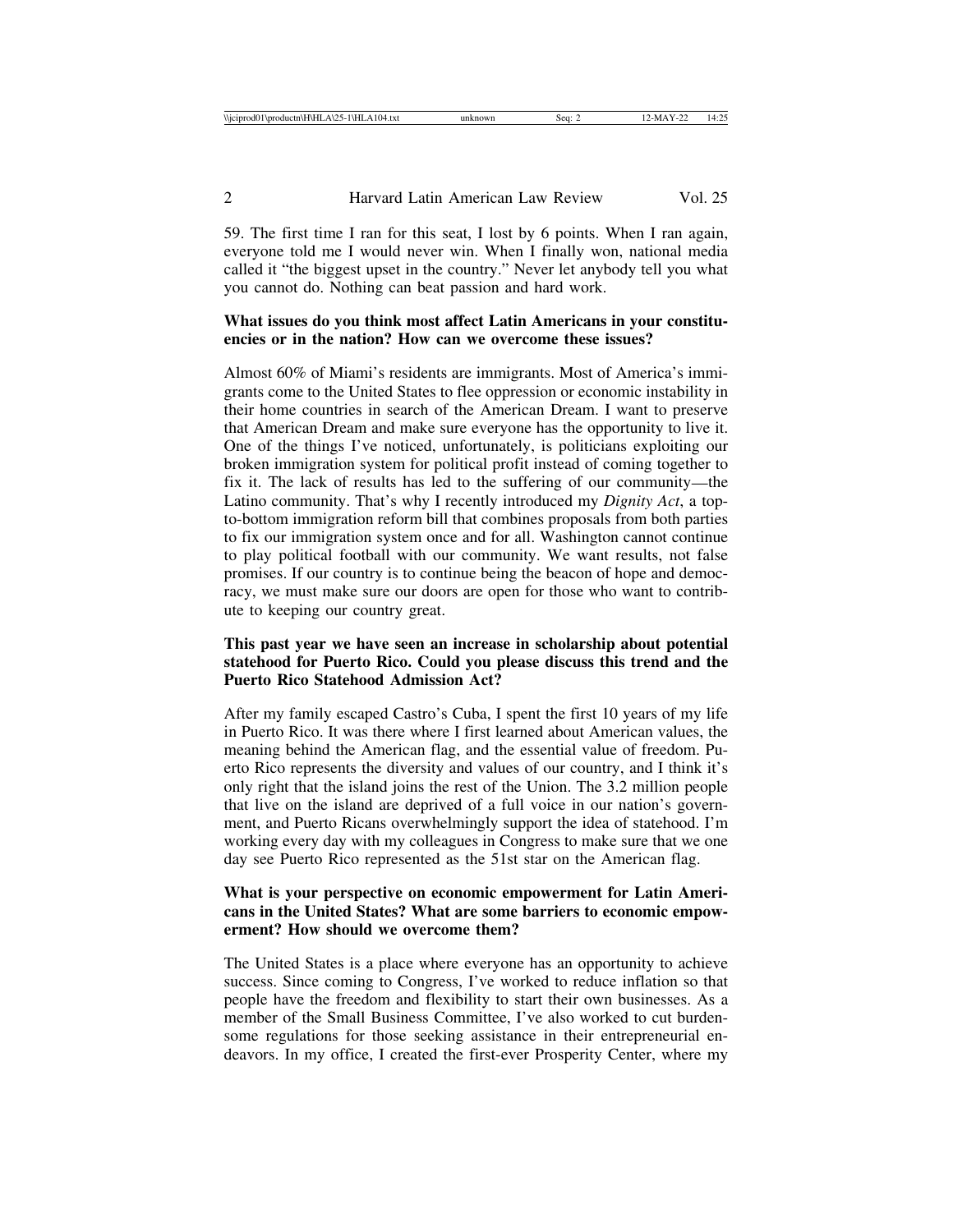59. The first time I ran for this seat, I lost by 6 points. When I ran again, everyone told me I would never win. When I finally won, national media called it "the biggest upset in the country." Never let anybody tell you what you cannot do. Nothing can beat passion and hard work.

**What issues do you think most affect Latin Americans in your constituencies or in the nation? How can we overcome these issues?**

Almost 60% of Miami's residents are immigrants. Most of America's immigrants come to the United States to flee oppression or economic instability in their home countries in search of the American Dream. I want to preserve that American Dream and make sure everyone has the opportunity to live it. One of the things I've noticed, unfortunately, is politicians exploiting our broken immigration system for political profit instead of coming together to fix it. The lack of results has led to the suffering of our community—the Latino community. That's why I recently introduced my *Dignity Act*, a top-to-bottom immigration reform bill that combines proposals from both parties to fix our immigration system once and for all. Washington cannot continue to play political football with our community. We want results, not false promises. If our country is to continue being the beacon of hope and democracy, we must make sure our doors are open for those who want to contribute to keeping our country great.

**This past year we have seen an increase in scholarship about potential statehood for Puerto Rico. Could you please discuss this trend and the Puerto Rico Statehood Admission Act?**

After my family escaped Castro's Cuba, I spent the first 10 years of my life in Puerto Rico. It was there where I first learned about American values, the meaning behind the American flag, and the essential value of freedom. Puerto Rico represents the diversity and values of our country, and I think it's only right that the island joins the rest of the Union. The 3.2 million people that live on the island are deprived of a full voice in our nation's government, and Puerto Ricans overwhelmingly support the idea of statehood. I'm working every day with my colleagues in Congress to make sure that we one day see Puerto Rico represented as the 51st star on the American flag.

**What is your perspective on economic empowerment for Latin Americans in the United States? What are some barriers to economic empowerment? How should we overcome them?**

The United States is a place where everyone has an opportunity to achieve success. Since coming to Congress, I've worked to reduce inflation so that people have the freedom and flexibility to start their own businesses. As a member of the Small Business Committee, I've also worked to cut burdensome regulations for those seeking assistance in their entrepreneurial endeavors. In my office, I created the first-ever Prosperity Center, where my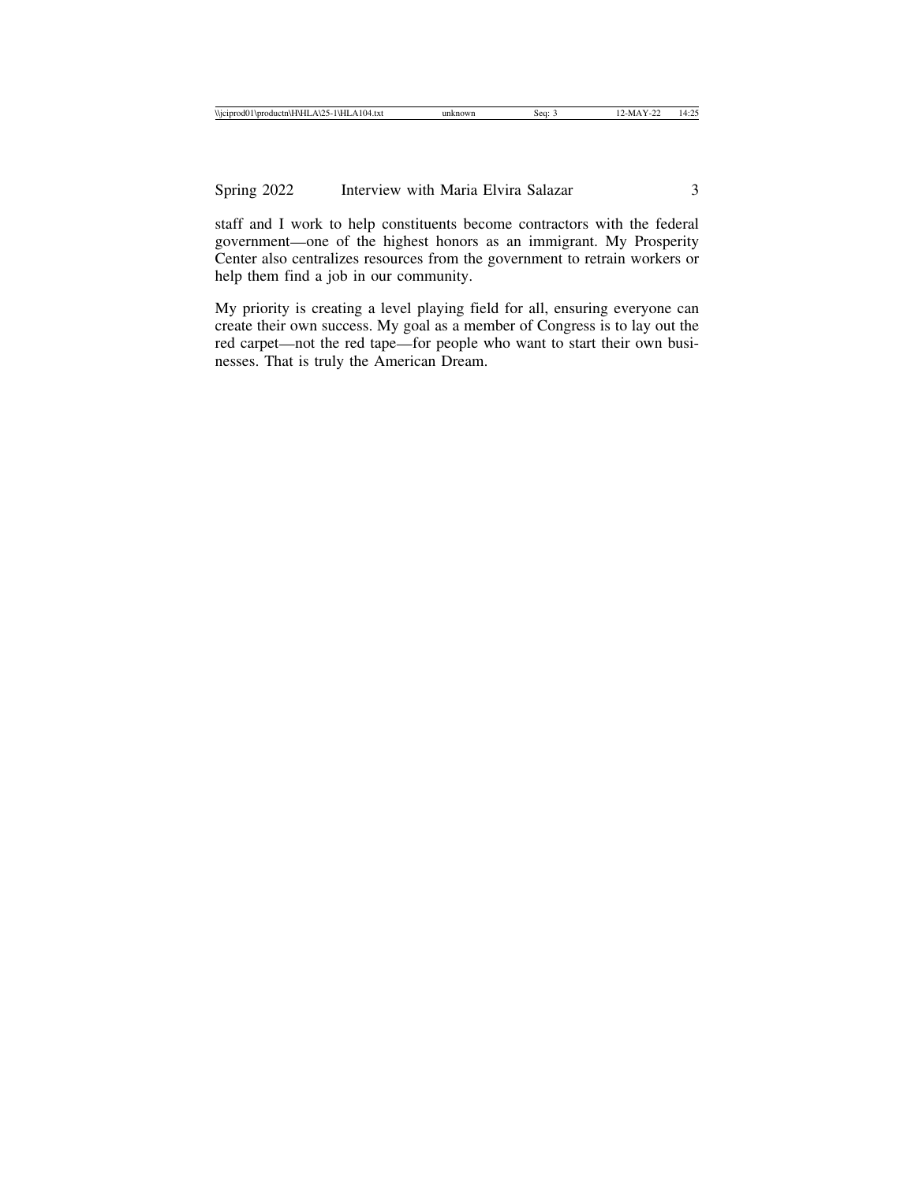staff and I work to help constituents become contractors with the federal government—one of the highest honors as an immigrant. My Prosperity Center also centralizes resources from the government to retrain workers or help them find a job in our community.

My priority is creating a level playing field for all, ensuring everyone can create their own success. My goal as a member of Congress is to lay out the red carpet—not the red tape—for people who want to start their own businesses. That is truly the American Dream.